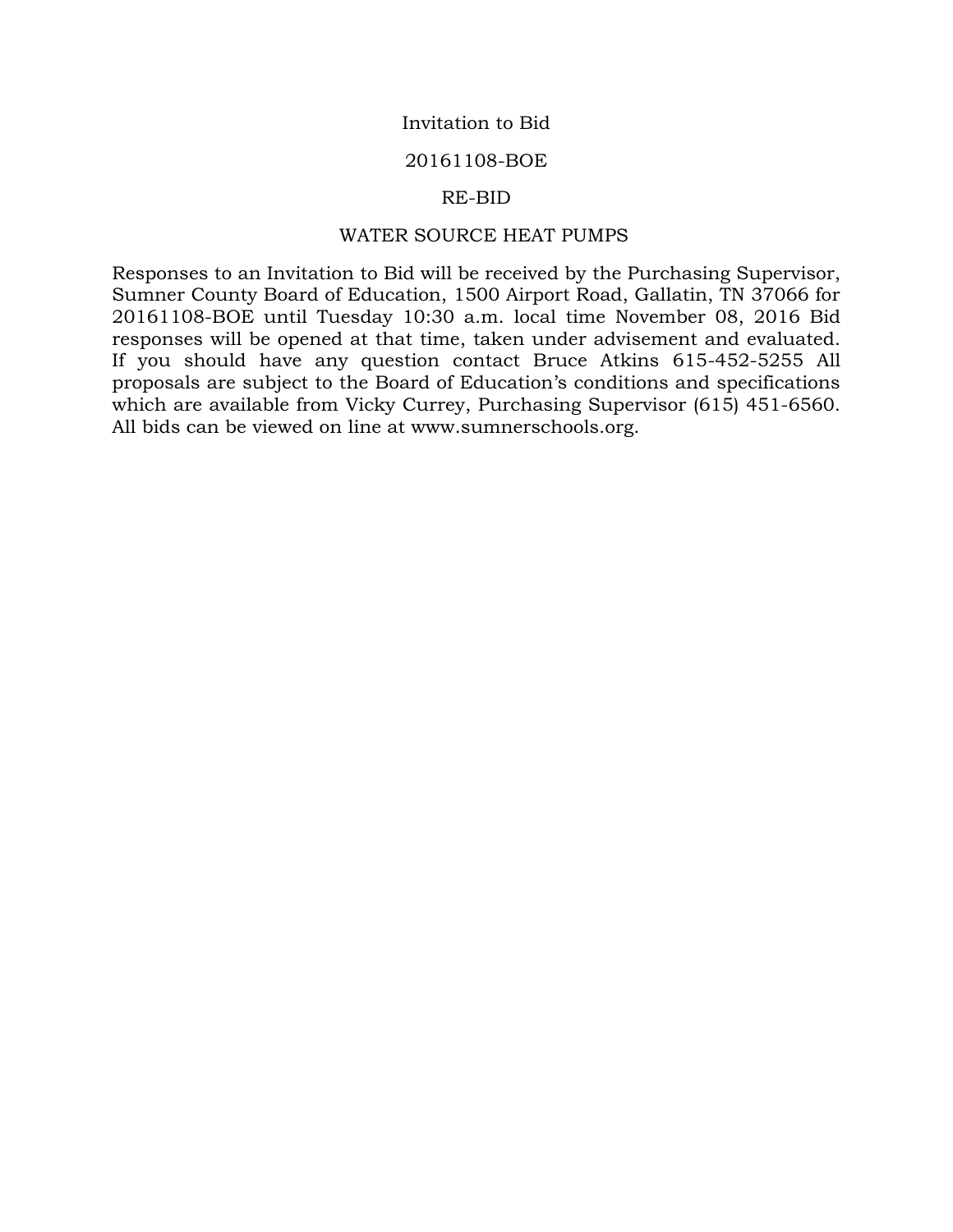# Invitation to Bid

## 20161108-BOE

## RE-BID

## WATER SOURCE HEAT PUMPS

Responses to an Invitation to Bid will be received by the Purchasing Supervisor, Sumner County Board of Education, 1500 Airport Road, Gallatin, TN 37066 for 20161108-BOE until Tuesday 10:30 a.m. local time November 08, 2016 Bid responses will be opened at that time, taken under advisement and evaluated. If you should have any question contact Bruce Atkins 615-452-5255 All proposals are subject to the Board of Education's conditions and specifications which are available from Vicky Currey, Purchasing Supervisor (615) 451-6560. All bids can be viewed on line at www.sumnerschools.org.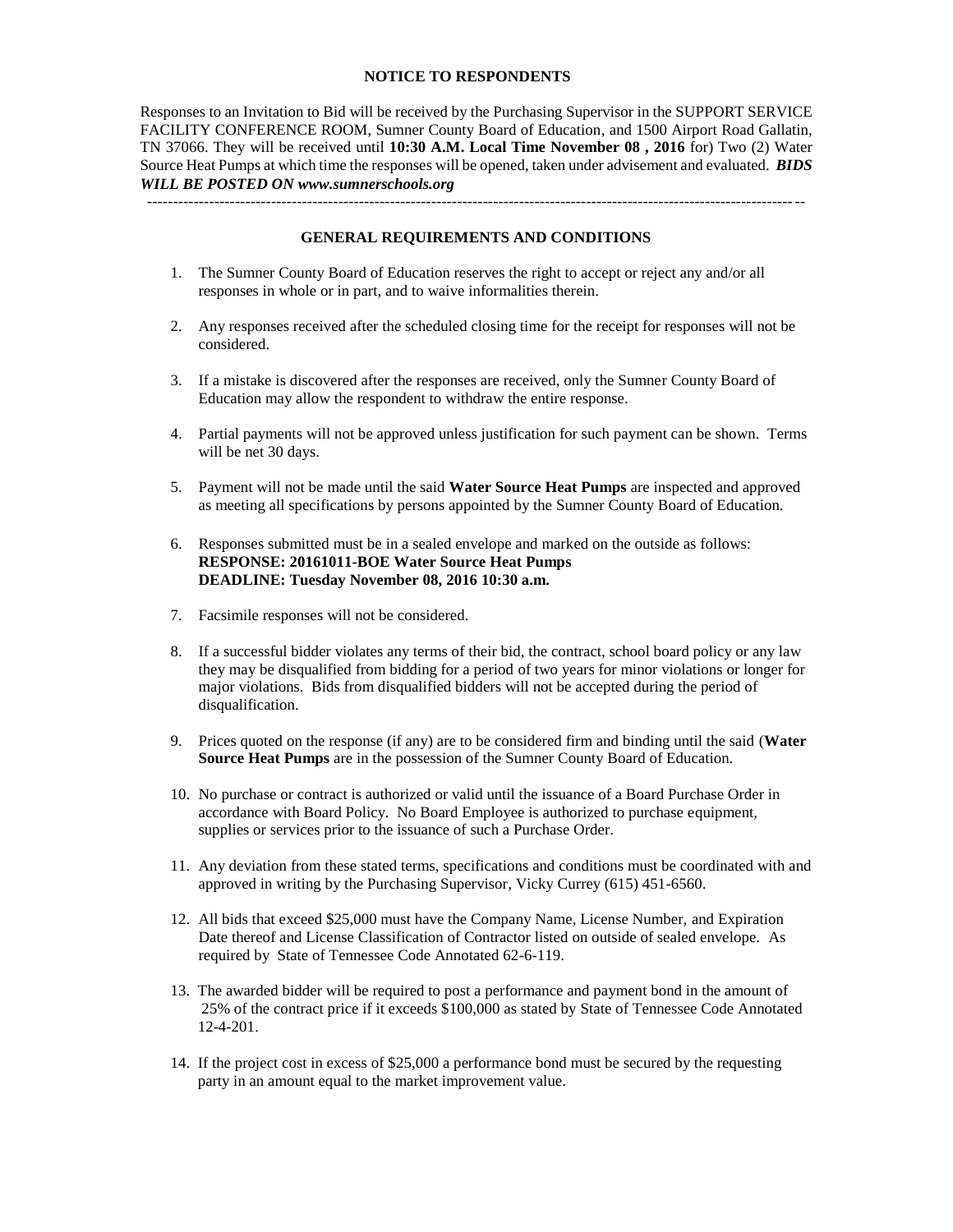## NOTICE TO RESPONDENTS

Responses to an Invitation to Bid will be received by the Purchasing Supervisor in the SUPPORT SERVICE FACILITY CONFERENCE ROOM, Sumner County Board of Education, and 1500 Airport Road Gallatin, TN 37066. They will be received until **10:30 A.M. Local Time November 08 , 2016** for) Two (2) Water Source Heat Pumps at which time the responses will be opened, taken under advisement and evaluated. ***BIDS WILL BE POSTED ON www.sumnerschools.org***

---

## GENERAL REQUIREMENTS AND CONDITIONS

1. The Sumner County Board of Education reserves the right to accept or reject any and/or all responses in whole or in part, and to waive informalities therein.

2. Any responses received after the scheduled closing time for the receipt for responses will not be considered.

3. If a mistake is discovered after the responses are received, only the Sumner County Board of Education may allow the respondent to withdraw the entire response.

4. Partial payments will not be approved unless justification for such payment can be shown. Terms will be net 30 days.

5. Payment will not be made until the said **Water Source Heat Pumps** are inspected and approved as meeting all specifications by persons appointed by the Sumner County Board of Education.

6. Responses submitted must be in a sealed envelope and marked on the outside as follows:
   **RESPONSE: 20161011-BOE Water Source Heat Pumps**
   **DEADLINE: Tuesday November 08, 2016 10:30 a.m.**

7. Facsimile responses will not be considered.

8. If a successful bidder violates any terms of their bid, the contract, school board policy or any law they may be disqualified from bidding for a period of two years for minor violations or longer for major violations. Bids from disqualified bidders will not be accepted during the period of disqualification.

9. Prices quoted on the response (if any) are to be considered firm and binding until the said (**Water Source Heat Pumps** are in the possession of the Sumner County Board of Education.

10. No purchase or contract is authorized or valid until the issuance of a Board Purchase Order in accordance with Board Policy. No Board Employee is authorized to purchase equipment, supplies or services prior to the issuance of such a Purchase Order.

11. Any deviation from these stated terms, specifications and conditions must be coordinated with and approved in writing by the Purchasing Supervisor, Vicky Currey (615) 451-6560.

12. All bids that exceed $25,000 must have the Company Name, License Number, and Expiration Date thereof and License Classification of Contractor listed on outside of sealed envelope. As required by State of Tennessee Code Annotated 62-6-119.

13. The awarded bidder will be required to post a performance and payment bond in the amount of 25% of the contract price if it exceeds $100,000 as stated by State of Tennessee Code Annotated 12-4-201.

14. If the project cost in excess of $25,000 a performance bond must be secured by the requesting party in an amount equal to the market improvement value.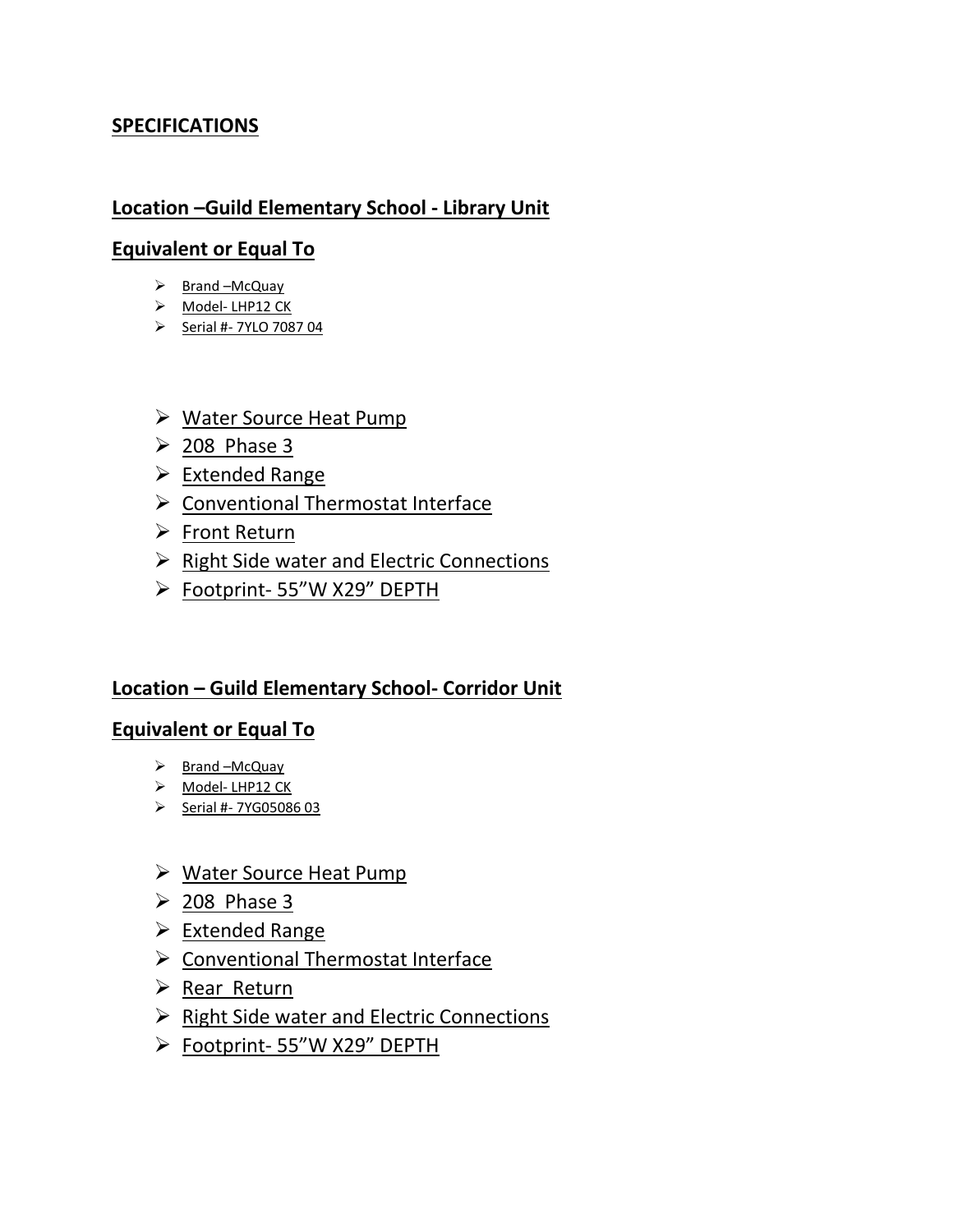## SPECIFICATIONS

### Location –Guild Elementary School - Library Unit

### Equivalent or Equal To

- Brand –McQuay
- Model- LHP12 CK
- Serial #- 7YLO 7087 04

- Water Source Heat Pump
- 208 Phase 3
- Extended Range
- Conventional Thermostat Interface
- Front Return
- Right Side water and Electric Connections
- Footprint- 55"W X29" DEPTH

### Location – Guild Elementary School- Corridor Unit

### Equivalent or Equal To

- Brand –McQuay
- Model- LHP12 CK
- Serial #- 7YG05086 03

- Water Source Heat Pump
- 208 Phase 3
- Extended Range
- Conventional Thermostat Interface
- Rear Return
- Right Side water and Electric Connections
- Footprint- 55"W X29" DEPTH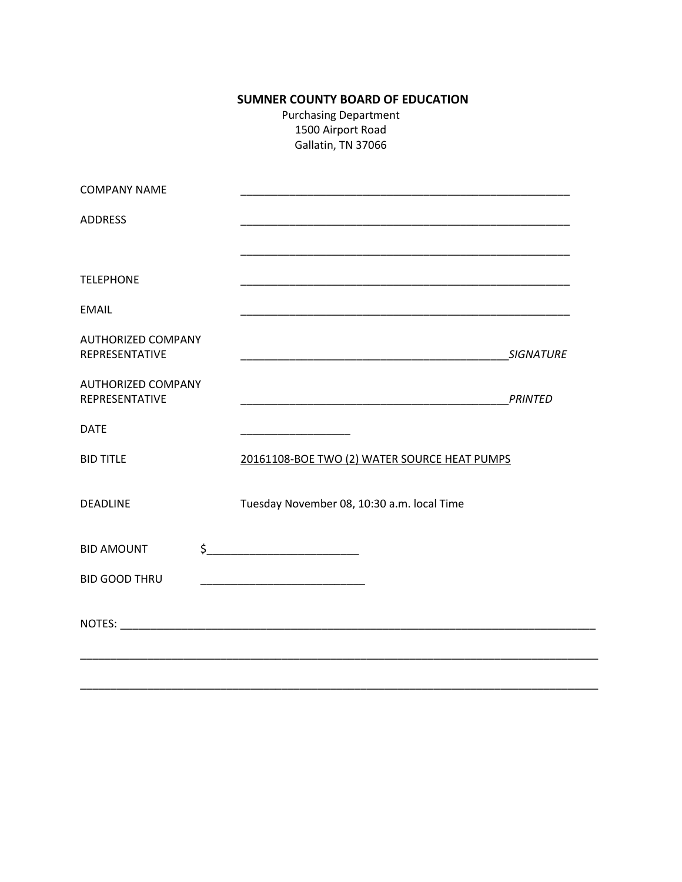**SUMNER COUNTY BOARD OF EDUCATION**

Purchasing Department
1500 Airport Road
Gallatin, TN 37066

COMPANY NAME _______________________________________________________

ADDRESS _______________________________________________________

_______________________________________________________

TELEPHONE _______________________________________________________

EMAIL _______________________________________________________

AUTHORIZED COMPANY REPRESENTATIVE _____________________________________________*SIGNATURE*

AUTHORIZED COMPANY REPRESENTATIVE _____________________________________________*PRINTED*

DATE __________________

BID TITLE 20161108-BOE TWO (2) WATER SOURCE HEAT PUMPS

DEADLINE Tuesday November 08, 10:30 a.m. local Time

BID AMOUNT $_________________________

BID GOOD THRU ___________________________

NOTES: _______________________________________________________________________________

_________________________________________________________________________________________

_________________________________________________________________________________________